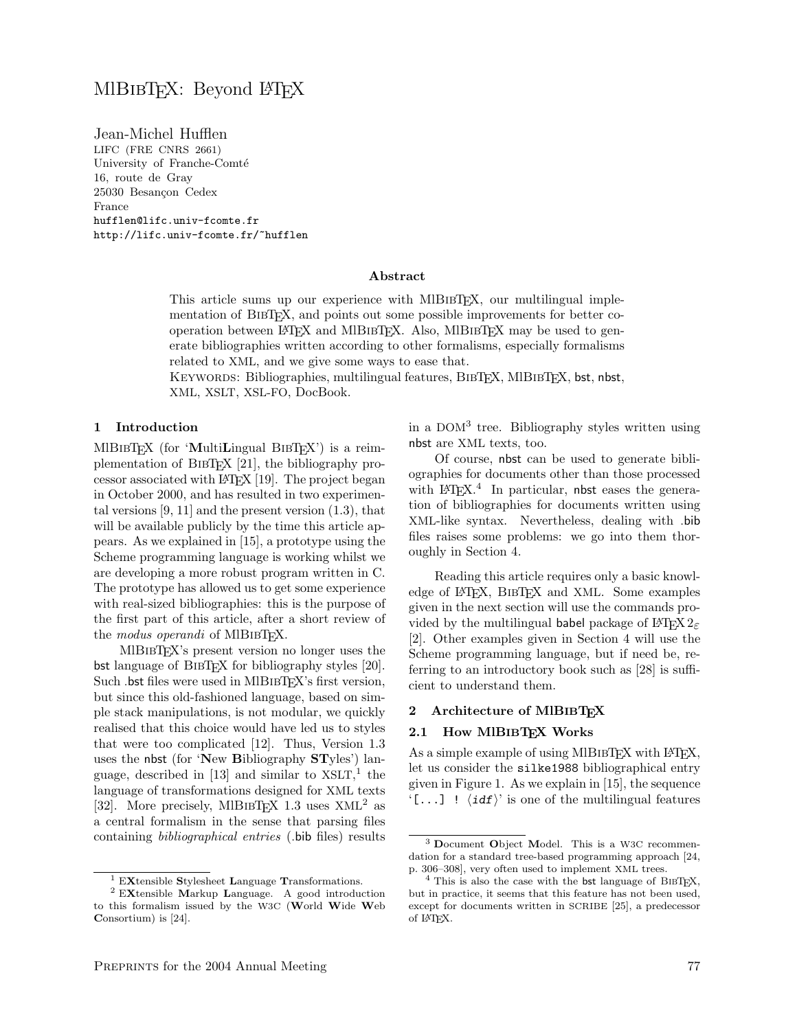# MlBibTeX: Beyond LaTeX

Jean-Michel Hufflen
LIFC (FRE CNRS 2661)
University of Franche-Comté
16, route de Gray
25030 Besançon Cedex
France
hufflen@lifc.univ-fcomte.fr
http://lifc.univ-fcomte.fr/~hufflen

### Abstract

This article sums up our experience with MlBibTeX, our multilingual implementation of BibTeX, and points out some possible improvements for better cooperation between LaTeX and MlBibTeX. Also, MlBibTeX may be used to generate bibliographies written according to other formalisms, especially formalisms related to XML, and we give some ways to ease that.

Keywords: Bibliographies, multilingual features, BibTeX, MlBibTeX, bst, nbst, XML, XSLT, XSL-FO, DocBook.

## 1 Introduction

MlBibTeX (for '**M**ulti**L**ingual BibTeX') is a reimplementation of BibTeX [21], the bibliography processor associated with LaTeX [19]. The project began in October 2000, and has resulted in two experimental versions [9, 11] and the present version (1.3), that will be available publicly by the time this article appears. As we explained in [15], a prototype using the Scheme programming language is working whilst we are developing a more robust program written in C. The prototype has allowed us to get some experience with real-sized bibliographies: this is the purpose of the first part of this article, after a short review of the *modus operandi* of MlBibTeX.

MlBibTeX's present version no longer uses the bst language of BibTeX for bibliography styles [20]. Such .bst files were used in MlBibTeX's first version, but since this old-fashioned language, based on simple stack manipulations, is not modular, we quickly realised that this choice would have led us to styles that were too complicated [12]. Thus, Version 1.3 uses the nbst (for '**N**ew **B**ibliography **ST**yles') language, described in [13] and similar to XSLT,[1] the language of transformations designed for XML texts [32]. More precisely, MlBibTeX 1.3 uses XML[2] as a central formalism in the sense that parsing files containing *bibliographical entries* (.bib files) results in a DOM[3] tree. Bibliography styles written using nbst are XML texts, too.

Of course, nbst can be used to generate bibliographies for documents other than those processed with LaTeX.[4] In particular, nbst eases the generation of bibliographies for documents written using XML-like syntax. Nevertheless, dealing with .bib files raises some problems: we go into them thoroughly in Section 4.

Reading this article requires only a basic knowledge of LaTeX, BibTeX and XML. Some examples given in the next section will use the commands provided by the multilingual babel package of LaTeX $2_\varepsilon$ [2]. Other examples given in Section 4 will use the Scheme programming language, but if need be, referring to an introductory book such as [28] is sufficient to understand them.

## 2 Architecture of MlBibTeX

### 2.1 How MlBibTeX Works

As a simple example of using MlBibTeX with LaTeX, let us consider the `silke1988` bibliographical entry given in Figure 1. As we explain in [15], the sequence '`[...] ! ⟨idf⟩`' is one of the multilingual features

---

[1] E**X**tensible **S**tylesheet **L**anguage **T**ransformations.

[2] E**X**tensible **M**arkup **L**anguage. A good introduction to this formalism issued by the W3C (**W**orld **W**ide **W**eb **C**onsortium) is [24].

[3] **D**ocument **O**bject **M**odel. This is a W3C recommendation for a standard tree-based programming approach [24, p. 306–308], very often used to implement XML trees.

[4] This is also the case with the bst language of BibTeX, but in practice, it seems that this feature has not been used, except for documents written in SCRIBE [25], a predecessor of LaTeX.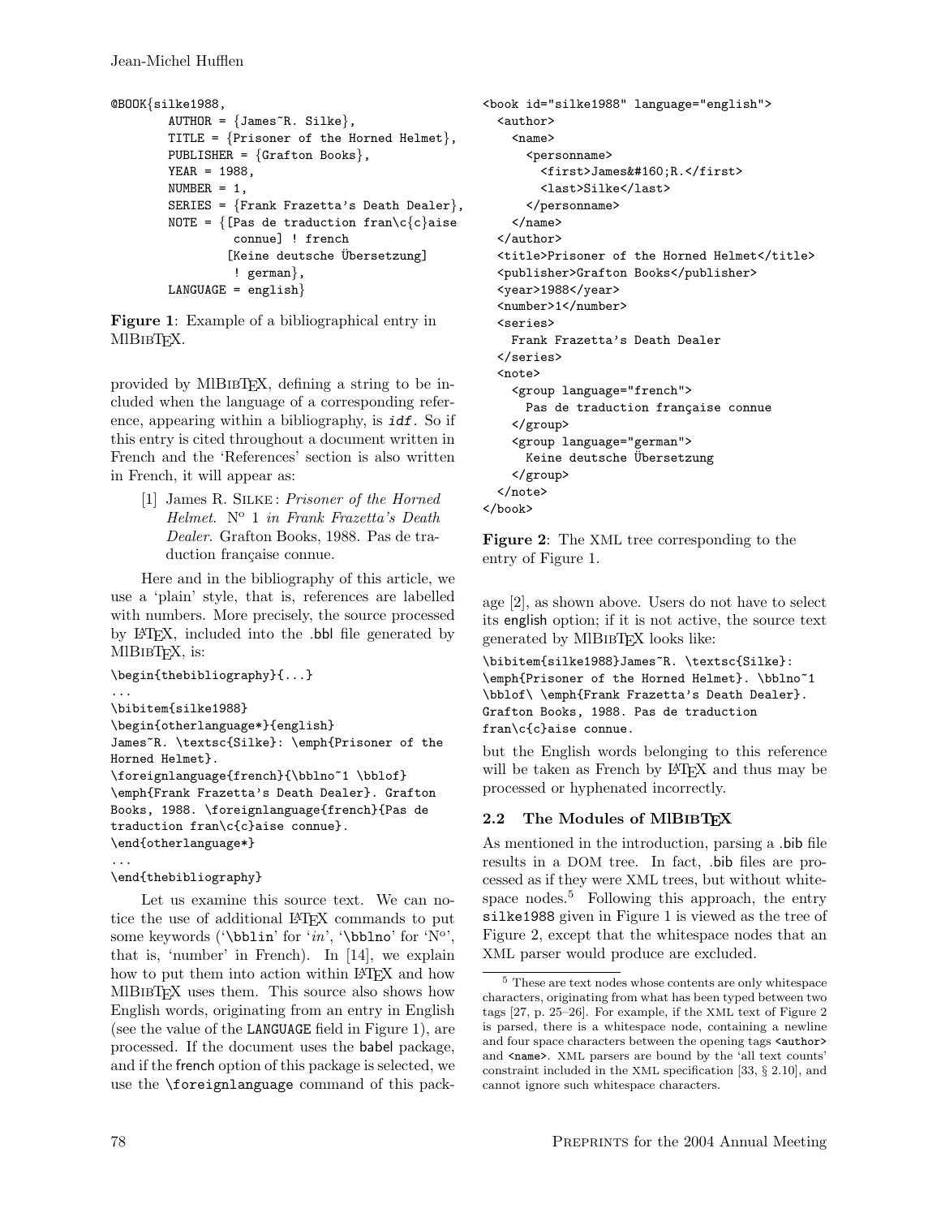```
@BOOK{silke1988,
        AUTHOR = {James~R. Silke},
        TITLE = {Prisoner of the Horned Helmet},
        PUBLISHER = {Grafton Books},
        YEAR = 1988,
        NUMBER = 1,
        SERIES = {Frank Frazetta's Death Dealer},
        NOTE = {[Pas de traduction fran\c{c}aise
                  connue] ! french
                 [Keine deutsche Übersetzung]
                  ! german},
        LANGUAGE = english}
```

**Figure 1**: Example of a bibliographical entry in MlBibTeX.

provided by MlBibTeX, defining a string to be included when the language of a corresponding reference, appearing within a bibliography, is *idf*. So if this entry is cited throughout a document written in French and the 'References' section is also written in French, it will appear as:

> [1] James R. Silke : *Prisoner of the Horned Helmet*. N° 1 *in Frank Frazetta's Death Dealer*. Grafton Books, 1988. Pas de traduction française connue.

Here and in the bibliography of this article, we use a 'plain' style, that is, references are labelled with numbers. More precisely, the source processed by LaTeX, included into the .bbl file generated by MlBibTeX, is:

```
\begin{thebibliography}{...}
...
\bibitem{silke1988}
\begin{otherlanguage*}{english}
James~R. \textsc{Silke}: \emph{Prisoner of the
Horned Helmet}.
\foreignlanguage{french}{\bblno~1 \bblof}
\emph{Frank Frazetta's Death Dealer}. Grafton
Books, 1988. \foreignlanguage{french}{Pas de
traduction fran\c{c}aise connue}.
\end{otherlanguage*}
...
\end{thebibliography}
```

Let us examine this source text. We can notice the use of additional LaTeX commands to put some keywords ('\bblin' for '*in*', '\bblno' for 'N°', that is, 'number' in French). In [14], we explain how to put them into action within LaTeX and how MlBibTeX uses them. This source also shows how English words, originating from an entry in English (see the value of the LANGUAGE field in Figure 1), are processed. If the document uses the babel package, and if the french option of this package is selected, we use the \foreignlanguage command of this package [2], as shown above. Users do not have to select its english option; if it is not active, the source text generated by MlBibTeX looks like:

```
\bibitem{silke1988}James~R. \textsc{Silke}:
\emph{Prisoner of the Horned Helmet}. \bblno~1
\bblof\ \emph{Frank Frazetta's Death Dealer}.
Grafton Books, 1988. Pas de traduction
fran\c{c}aise connue.
```

but the English words belonging to this reference will be taken as French by LaTeX and thus may be processed or hyphenated incorrectly.

```
<book id="silke1988" language="english">
  <author>
    <name>
      <personname>
        <first>James&#160;R.</first>
        <last>Silke</last>
      </personname>
    </name>
  </author>
  <title>Prisoner of the Horned Helmet</title>
  <publisher>Grafton Books</publisher>
  <year>1988</year>
  <number>1</number>
  <series>
    Frank Frazetta's Death Dealer
  </series>
  <note>
    <group language="french">
      Pas de traduction française connue
    </group>
    <group language="german">
      Keine deutsche Übersetzung
    </group>
  </note>
</book>
```

**Figure 2**: The XML tree corresponding to the entry of Figure 1.

### 2.2 The Modules of MlBibTeX

As mentioned in the introduction, parsing a .bib file results in a DOM tree. In fact, .bib files are processed as if they were XML trees, but without whitespace nodes.[5] Following this approach, the entry silke1988 given in Figure 1 is viewed as the tree of Figure 2, except that the whitespace nodes that an XML parser would produce are excluded.

[5] These are text nodes whose contents are only whitespace characters, originating from what has been typed between two tags [27, p. 25–26]. For example, if the XML text of Figure 2 is parsed, there is a whitespace node, containing a newline and four space characters between the opening tags <author> and <name>. XML parsers are bound by the 'all text counts' constraint included in the XML specification [33, § 2.10], and cannot ignore such whitespace characters.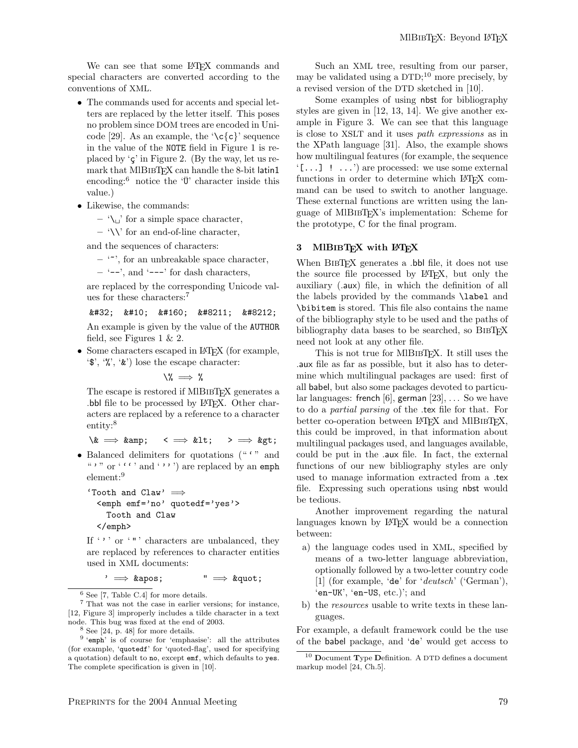We can see that some LaTeX commands and special characters are converted according to the conventions of XML.

- The commands used for accents and special letters are replaced by the letter itself. This poses no problem since DOM trees are encoded in Unicode [29]. As an example, the '`\c{c}`' sequence in the value of the `NOTE` field in Figure 1 is replaced by 'ç' in Figure 2. (By the way, let us remark that MlBibTeX can handle the 8-bit latin1 encoding:[6] notice the 'Ü' character inside this value.)
- Likewise, the commands:
  - '`\␣`' for a simple space character,
  - '`\\`' for an end-of-line character,

  and the sequences of characters:
  - '`~`', for an unbreakable space character,
  - '`--`', and '`---`' for dash characters,

  are replaced by the corresponding Unicode values for these characters:[7]

  `&#32;  &#10;  &#160;  &#8211;  &#8212;`

  An example is given by the value of the `AUTHOR` field, see Figures 1 & 2.
- Some characters escaped in LaTeX (for example, '`$`', '`%`', '`&`') lose the escape character:

  `\%` ⟹ `%`

  The escape is restored if MlBibTeX generates a .bbl file to be processed by LaTeX. Other characters are replaced by a reference to a character entity:[8]

  `\&` ⟹ `&amp;`  `<` ⟹ `&lt;`  `>` ⟹ `&gt;`
- Balanced delimiters for quotations ("`" and "'" or '``' and '''') are replaced by an `emph` element:[9]

  ```
  `Tooth and Claw' ⟹
    <emph emf='no' quotedf='yes'>
      Tooth and Claw
    </emph>
  ```

  If ''' or '"' characters are unbalanced, they are replaced by references to character entities used in XML documents:

  `'` ⟹ `&apos;`  `"` ⟹ `&quot;`

Such an XML tree, resulting from our parser, may be validated using a DTD;[10] more precisely, by a revised version of the DTD sketched in [10].

Some examples of using nbst for bibliography styles are given in [12, 13, 14]. We give another example in Figure 3. We can see that this language is close to XSLT and it uses *path expressions* as in the XPath language [31]. Also, the example shows how multilingual features (for example, the sequence '`[...] ! ...`') are processed: we use some external functions in order to determine which LaTeX command can be used to switch to another language. These external functions are written using the language of MlBibTeX's implementation: Scheme for the prototype, C for the final program.

## 3 MlBibTeX with LaTeX

When BibTeX generates a .bbl file, it does not use the source file processed by LaTeX, but only the auxiliary (.aux) file, in which the definition of all the labels provided by the commands `\label` and `\bibitem` is stored. This file also contains the name of the bibliography style to be used and the paths of bibliography data bases to be searched, so BibTeX need not look at any other file.

This is not true for MlBibTeX. It still uses the .aux file as far as possible, but it also has to determine which multilingual packages are used: first of all babel, but also some packages devoted to particular languages: french [6], german [23], ... So we have to do a *partial parsing* of the .tex file for that. For better co-operation between LaTeX and MlBibTeX, this could be improved, in that information about multilingual packages used, and languages available, could be put in the .aux file. In fact, the external functions of our new bibliography styles are only used to manage information extracted from a .tex file. Expressing such operations using nbst would be tedious.

Another improvement regarding the natural languages known by LaTeX would be a connection between:

a) the language codes used in XML, specified by means of a two-letter language abbreviation, optionally followed by a two-letter country code [1] (for example, '`de`' for '*deutsch*' ('German'), '`en-UK`', '`en-US`, etc.)'; and
b) the *resources* usable to write texts in these languages.

For example, a default framework could be the use of the babel package, and '`de`' would get access to

---

[6] See [7, Table C.4] for more details.

[7] That was not the case in earlier versions; for instance, [12, Figure 3] improperly includes a tilde character in a text node. This bug was fixed at the end of 2003.

[8] See [24, p. 48] for more details.

[9] '`emph`' is of course for 'emphasise': all the attributes (for example, '`quotedf`' for 'quoted-flag', used for specifying a quotation) default to `no`, except `emf`, which defaults to `yes`. The complete specification is given in [10].

[10] **D**ocument **T**ype **D**efinition. A DTD defines a document markup model [24, Ch.5].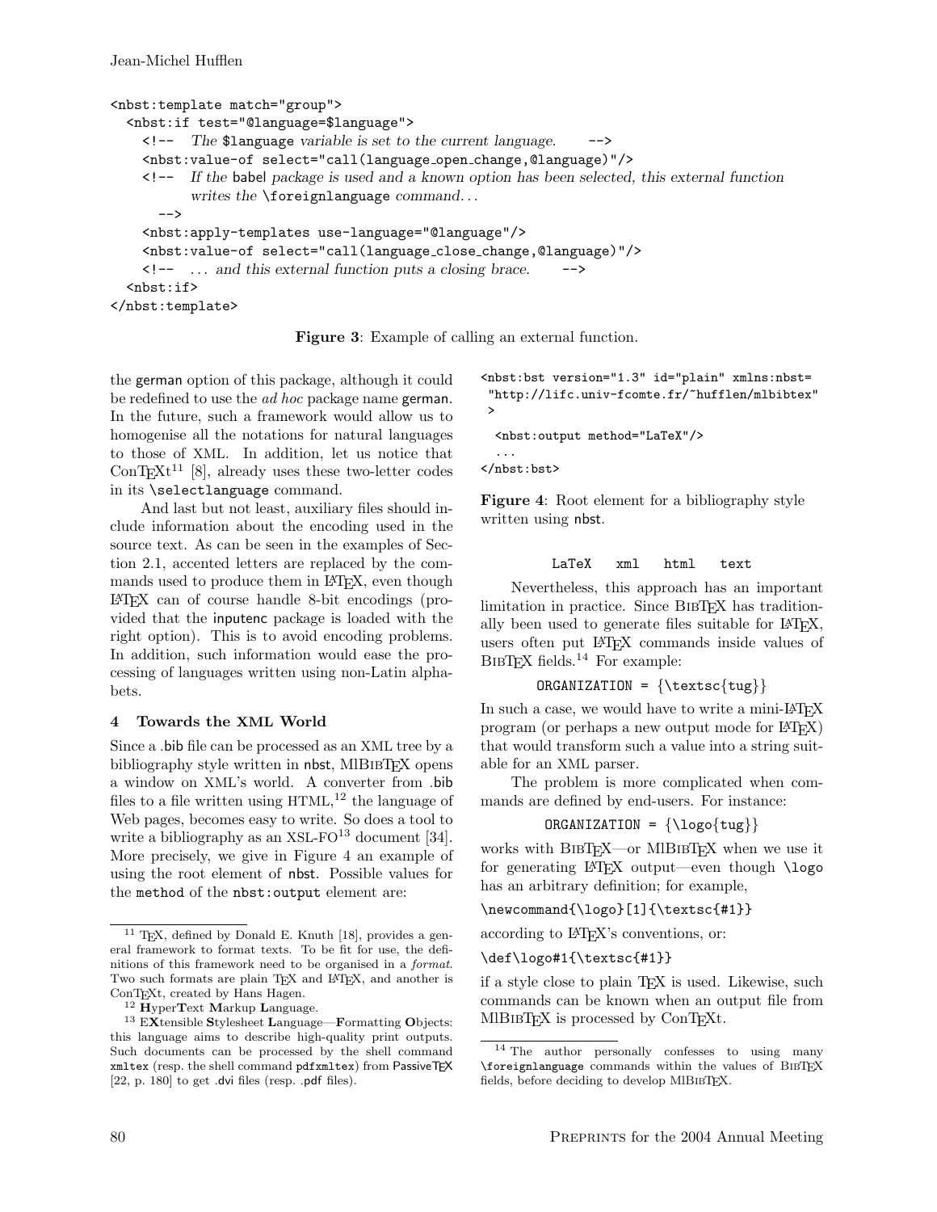```
<nbst:template match="group">
  <nbst:if test="@language=$language">
    <!--  The $language variable is set to the current language.      -->
    <nbst:value-of select="call(language_open_change,@language)"/>
    <!--  If the babel package is used and a known option has been selected, this external function
          writes the \foreignlanguage command...
      -->
    <nbst:apply-templates use-language="@language"/>
    <nbst:value-of select="call(language_close_change,@language)"/>
    <!--  ... and this external function puts a closing brace.      -->
  <nbst:if>
</nbst:template>
```

**Figure 3**: Example of calling an external function.

the german option of this package, although it could be redefined to use the *ad hoc* package name german. In the future, such a framework would allow us to homogenise all the notations for natural languages to those of XML. In addition, let us notice that ConTEXt[11] [8], already uses these two-letter codes in its `\selectlanguage` command.

And last but not least, auxiliary files should include information about the encoding used in the source text. As can be seen in the examples of Section 2.1, accented letters are replaced by the commands used to produce them in LaTeX, even though LaTeX can of course handle 8-bit encodings (provided that the inputenc package is loaded with the right option). This is to avoid encoding problems. In addition, such information would ease the processing of languages written using non-Latin alphabets.

## 4 Towards the XML World

Since a .bib file can be processed as an XML tree by a bibliography style written in nbst, MlBibTeX opens a window on XML's world. A converter from .bib files to a file written using HTML,[12] the language of Web pages, becomes easy to write. So does a tool to write a bibliography as an XSL-FO[13] document [34]. More precisely, we give in Figure 4 an example of using the root element of nbst. Possible values for the method of the `nbst:output` element are:

```
<nbst:bst version="1.3" id="plain" xmlns:nbst=
 "http://lifc.univ-fcomte.fr/~hufflen/mlbibtex"
 >
  <nbst:output method="LaTeX"/>
  ...
</nbst:bst>
```

**Figure 4**: Root element for a bibliography style written using nbst.

```
LaTeX   xml   html   text
```

Nevertheless, this approach has an important limitation in practice. Since BibTeX has traditionally been used to generate files suitable for LaTeX, users often put LaTeX commands inside values of BibTeX fields.[14] For example:

```
ORGANIZATION = {\textsc{tug}}
```

In such a case, we would have to write a mini-LaTeX program (or perhaps a new output mode for LaTeX) that would transform such a value into a string suitable for an XML parser.

The problem is more complicated when commands are defined by end-users. For instance:

```
ORGANIZATION = {\logo{tug}}
```

works with BibTeX—or MlBibTeX when we use it for generating LaTeX output—even though `\logo` has an arbitrary definition; for example,

```
\newcommand{\logo}[1]{\textsc{#1}}
```

according to LaTeX's conventions, or:

```
\def\logo#1{\textsc{#1}}
```

if a style close to plain TeX is used. Likewise, such commands can be known when an output file from MlBibTeX is processed by ConTEXt.

---

[11] TeX, defined by Donald E. Knuth [18], provides a general framework to format texts. To be fit for use, the definitions of this framework need to be organised in a *format*. Two such formats are plain TeX and LaTeX, and another is ConTEXt, created by Hans Hagen.

[12] **H**yper**T**ext **M**arkup **L**anguage.

[13] E**X**tensible **S**tylesheet **L**anguage—**F**ormatting **O**bjects: this language aims to describe high-quality print outputs. Such documents can be processed by the shell command `xmltex` (resp. the shell command `pdfxmltex`) from PassiveTeX [22, p. 180] to get .dvi files (resp. .pdf files).

[14] The author personally confesses to using many `\foreignlanguage` commands within the values of BibTeX fields, before deciding to develop MlBibTeX.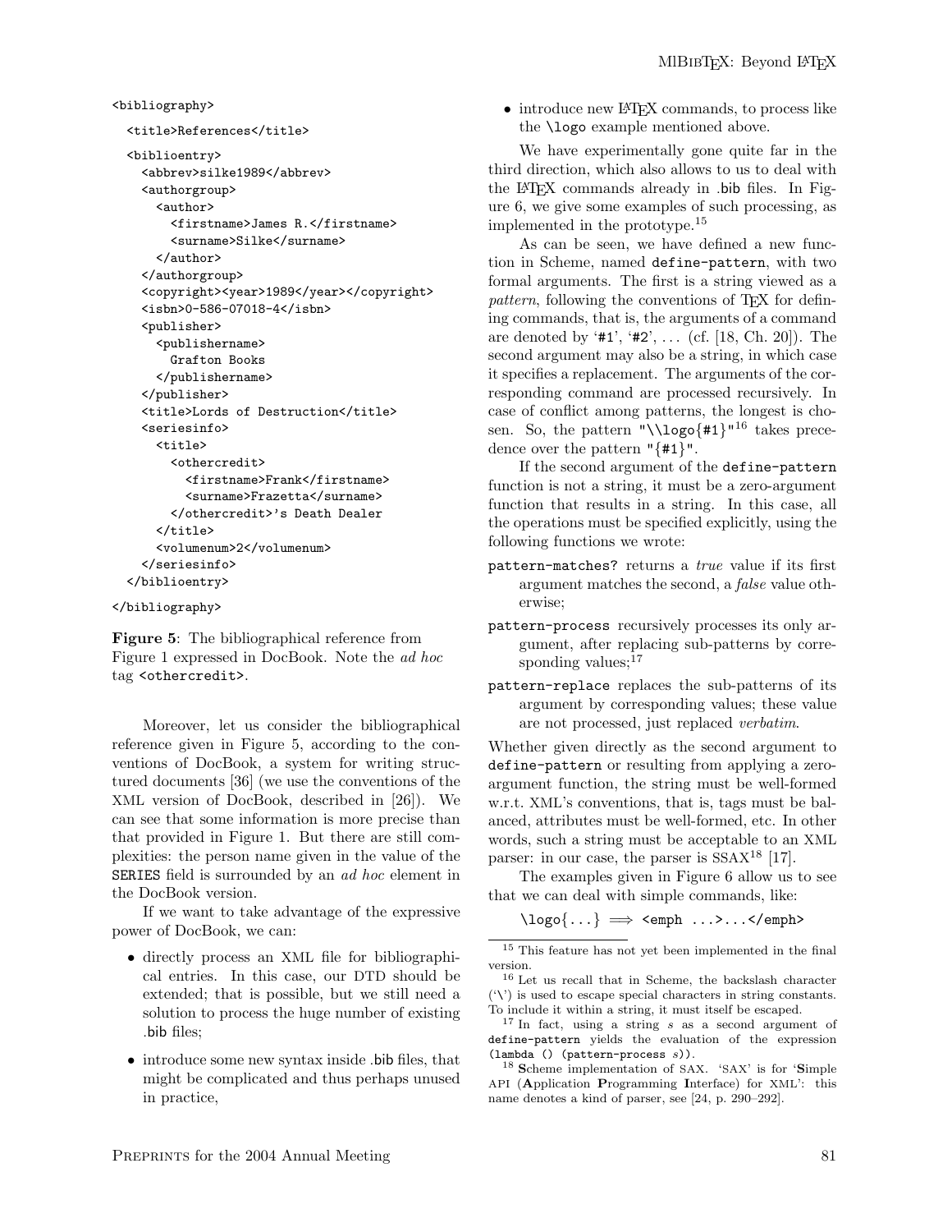```
<bibliography>
  <title>References</title>
  <biblioentry>
    <abbrev>silke1989</abbrev>
    <authorgroup>
      <author>
        <firstname>James R.</firstname>
        <surname>Silke</surname>
      </author>
    </authorgroup>
    <copyright><year>1989</year></copyright>
    <isbn>0-586-07018-4</isbn>
    <publisher>
      <publishername>
        Grafton Books
      </publishername>
    </publisher>
    <title>Lords of Destruction</title>
    <seriesinfo>
      <title>
        <othercredit>
          <firstname>Frank</firstname>
          <surname>Frazetta</surname>
        </othercredit>'s Death Dealer
      </title>
      <volumenum>2</volumenum>
    </seriesinfo>
  </biblioentry>
</bibliography>
```

**Figure 5**: The bibliographical reference from Figure 1 expressed in DocBook. Note the *ad hoc* tag `<othercredit>`.

Moreover, let us consider the bibliographical reference given in Figure 5, according to the conventions of DocBook, a system for writing structured documents [36] (we use the conventions of the XML version of DocBook, described in [26]). We can see that some information is more precise than that provided in Figure 1. But there are still complexities: the person name given in the value of the SERIES field is surrounded by an *ad hoc* element in the DocBook version.

If we want to take advantage of the expressive power of DocBook, we can:

- directly process an XML file for bibliographical entries. In this case, our DTD should be extended; that is possible, but we still need a solution to process the huge number of existing .bib files;
- introduce some new syntax inside .bib files, that might be complicated and thus perhaps unused in practice,
- introduce new LaTeX commands, to process like the `\logo` example mentioned above.

We have experimentally gone quite far in the third direction, which also allows to us to deal with the LaTeX commands already in .bib files. In Figure 6, we give some examples of such processing, as implemented in the prototype.[15]

As can be seen, we have defined a new function in Scheme, named `define-pattern`, with two formal arguments. The first is a string viewed as a *pattern*, following the conventions of TeX for defining commands, that is, the arguments of a command are denoted by '`#1`', '`#2`', ... (cf. [18, Ch. 20]). The second argument may also be a string, in which case it specifies a replacement. The arguments of the corresponding command are processed recursively. In case of conflict among patterns, the longest is chosen. So, the pattern `"\\logo{#1}"`[16] takes precedence over the pattern `"{#1}"`.

If the second argument of the `define-pattern` function is not a string, it must be a zero-argument function that results in a string. In this case, all the operations must be specified explicitly, using the following functions we wrote:

`pattern-matches?` returns a *true* value if its first argument matches the second, a *false* value otherwise;

`pattern-process` recursively processes its only argument, after replacing sub-patterns by corresponding values;[17]

`pattern-replace` replaces the sub-patterns of its argument by corresponding values; these value are not processed, just replaced *verbatim*.

Whether given directly as the second argument to `define-pattern` or resulting from applying a zero-argument function, the string must be well-formed w.r.t. XML's conventions, that is, tags must be balanced, attributes must be well-formed, etc. In other words, such a string must be acceptable to an XML parser: in our case, the parser is SSAX[18] [17].

The examples given in Figure 6 allow us to see that we can deal with simple commands, like:

`\logo{...}` $\Longrightarrow$ `<emph ...>...</emph>`

---

[15] This feature has not yet been implemented in the final version.

[16] Let us recall that in Scheme, the backslash character ('\') is used to escape special characters in string constants. To include it within a string, it must itself be escaped.

[17] In fact, using a string *s* as a second argument of `define-pattern` yields the evaluation of the expression `(lambda () (pattern-process` *s*`))`.

[18] **S**cheme implementation of SAX. 'SAX' is for '**S**imple API (**A**pplication **P**rogramming **I**nterface) for XML': this name denotes a kind of parser, see [24, p. 290–292].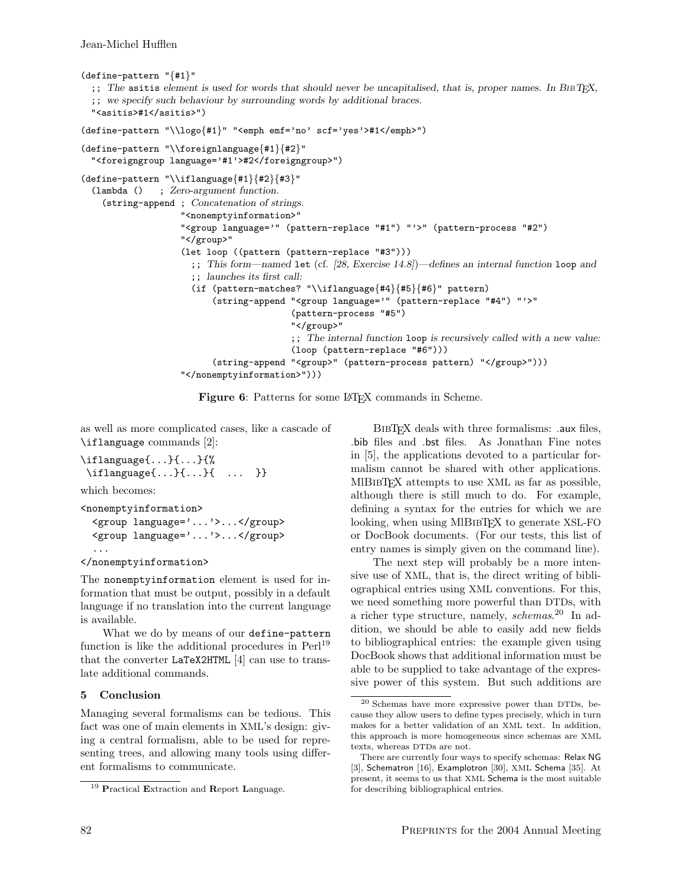```
(define-pattern "{#1}"
  ;; The asitis element is used for words that should never be uncapitalised, that is, proper names. In BibTeX,
  ;; we specify such behaviour by surrounding words by additional braces.
  "<asitis>#1</asitis>")

(define-pattern "\\logo{#1}" "<emph emf='no' scf='yes'>#1</emph>")

(define-pattern "\\foreignlanguage{#1}{#2}"
  "<foreigngroup language='#1'>#2</foreigngroup>")

(define-pattern "\\iflanguage{#1}{#2}{#3}"
  (lambda ()   ; Zero-argument function.
    (string-append ; Concatenation of strings.
                   "<nonemptyinformation>"
                   "<group language='" (pattern-replace "#1") "'>" (pattern-process "#2")
                   "</group>"
                   (let loop ((pattern (pattern-replace "#3")))
                     ;; This form—named let (cf. [28, Exercise 14.8])—defines an internal function loop and
                     ;; launches its first call:
                     (if (pattern-matches? "\\iflanguage{#4}{#5}{#6}" pattern)
                         (string-append "<group language='" (pattern-replace "#4") "'>"
                                        (pattern-process "#5")
                                        "</group>"
                                        ;; The internal function loop is recursively called with a new value:
                                        (loop (pattern-replace "#6")))
                         (string-append "<group>" (pattern-process pattern) "</group>")))
                   "</nonemptyinformation>")))
```

**Figure 6**: Patterns for some LaTeX commands in Scheme.

as well as more complicated cases, like a cascade of `\iflanguage` commands [2]:

```
\iflanguage{...}{...}{%
 \iflanguage{...}{...}{  ...  }}
```

which becomes:

```
<nonemptyinformation>
  <group language='...'>...</group>
  <group language='...'>...</group>
  ...
</nonemptyinformation>
```

The `nonemptyinformation` element is used for information that must be output, possibly in a default language if no translation into the current language is available.

What we do by means of our `define-pattern` function is like the additional procedures in Perl[19] that the converter `LaTeX2HTML` [4] can use to translate additional commands.

## 5 Conclusion

Managing several formalisms can be tedious. This fact was one of main elements in XML's design: giving a central formalism, able to be used for representing trees, and allowing many tools using different formalisms to communicate.

BibTeX deals with three formalisms: .aux files, .bib files and .bst files. As Jonathan Fine notes in [5], the applications devoted to a particular formalism cannot be shared with other applications. MlBibTeX attempts to use XML as far as possible, although there is still much to do. For example, defining a syntax for the entries for which we are looking, when using MlBibTeX to generate XSL-FO or DocBook documents. (For our tests, this list of entry names is simply given on the command line).

The next step will probably be a more intensive use of XML, that is, the direct writing of bibliographical entries using XML conventions. For this, we need something more powerful than DTDs, with a richer type structure, namely, *schemas*.[20] In addition, we should be able to easily add new fields to bibliographical entries: the example given using DocBook shows that additional information must be able to be supplied to take advantage of the expressive power of this system. But such additions are

---

[19] **P**ractical **E**xtraction and **R**eport **L**anguage.

[20] Schemas have more expressive power than DTDs, because they allow users to define types precisely, which in turn makes for a better validation of an XML text. In addition, this approach is more homogeneous since schemas are XML texts, whereas DTDs are not.

There are currently four ways to specify schemas: Relax NG [3], Schematron [16], Examplotron [30], XML Schema [35]. At present, it seems to us that XML Schema is the most suitable for describing bibliographical entries.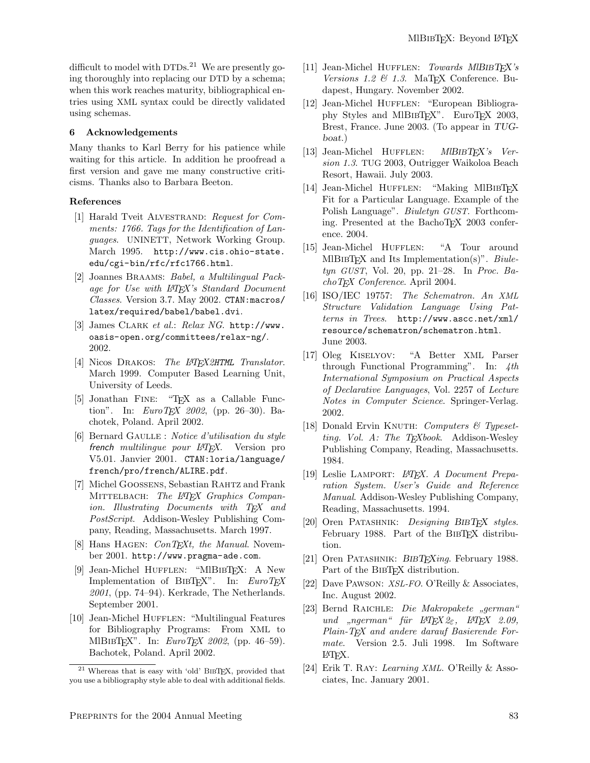difficult to model with DTDs.[21] We are presently going thoroughly into replacing our DTD by a schema; when this work reaches maturity, bibliographical entries using XML syntax could be directly validated using schemas.

## 6 Acknowledgements

Many thanks to Karl Berry for his patience while waiting for this article. In addition he proofread a first version and gave me many constructive criticisms. Thanks also to Barbara Beeton.

## References

[1] Harald Tveit ALVESTRAND: *Request for Comments: 1766. Tags for the Identification of Languages*. UNINETT, Network Working Group. March 1995. `http://www.cis.ohio-state.edu/cgi-bin/rfc/rfc1766.html`.

[2] Joannes BRAAMS: *Babel, a Multilingual Package for Use with LaTeX's Standard Document Classes*. Version 3.7. May 2002. `CTAN:macros/latex/required/babel/babel.dvi`.

[3] James CLARK *et al.*: *Relax NG*. `http://www.oasis-open.org/committees/relax-ng/`. 2002.

[4] Nicos DRAKOS: *The LaTeX2HTML Translator*. March 1999. Computer Based Learning Unit, University of Leeds.

[5] Jonathan FINE: "TeX as a Callable Function". In: *EuroTeX 2002*, (pp. 26–30). Bachotek, Poland. April 2002.

[6] Bernard GAULLE : *Notice d'utilisation du style french multilingue pour LaTeX*. Version pro V5.01. Janvier 2001. `CTAN:loria/language/french/pro/french/ALIRE.pdf`.

[7] Michel GOOSSENS, Sebastian RAHTZ and Frank MITTELBACH: *The LaTeX Graphics Companion. Illustrating Documents with TeX and PostScript*. Addison-Wesley Publishing Company, Reading, Massachusetts. March 1997.

[8] Hans HAGEN: *ConTeXt, the Manual*. November 2001. `http://www.pragma-ade.com`.

[9] Jean-Michel HUFFLEN: "MlBibTeX: A New Implementation of BibTeX". In: *EuroTeX 2001*, (pp. 74–94). Kerkrade, The Netherlands. September 2001.

[10] Jean-Michel HUFFLEN: "Multilingual Features for Bibliography Programs: From XML to MlBibTeX". In: *EuroTeX 2002*, (pp. 46–59). Bachotek, Poland. April 2002.

[11] Jean-Michel HUFFLEN: *Towards MlBibTeX's Versions 1.2 & 1.3*. MaTeX Conference. Budapest, Hungary. November 2002.

[12] Jean-Michel HUFFLEN: "European Bibliography Styles and MlBibTeX". EuroTeX 2003, Brest, France. June 2003. (To appear in *TUGboat*.)

[13] Jean-Michel HUFFLEN: *MlBibTeX's Version 1.3*. TUG 2003, Outrigger Waikoloa Beach Resort, Hawaii. July 2003.

[14] Jean-Michel HUFFLEN: "Making MlBibTeX Fit for a Particular Language. Example of the Polish Language". *Biuletyn GUST*. Forthcoming. Presented at the BachoTeX 2003 conference. 2004.

[15] Jean-Michel HUFFLEN: "A Tour around MlBibTeX and Its Implementation(s)". *Biuletyn GUST*, Vol. 20, pp. 21–28. In *Proc. BachoTeX Conference*. April 2004.

[16] ISO/IEC 19757: *The Schematron. An XML Structure Validation Language Using Patterns in Trees*. `http://www.ascc.net/xml/resource/schematron/schematron.html`. June 2003.

[17] Oleg KISELYOV: "A Better XML Parser through Functional Programming". In: *4th International Symposium on Practical Aspects of Declarative Languages*, Vol. 2257 of *Lecture Notes in Computer Science*. Springer-Verlag. 2002.

[18] Donald Ervin KNUTH: *Computers & Typesetting. Vol. A: The TeXbook*. Addison-Wesley Publishing Company, Reading, Massachusetts. 1984.

[19] Leslie LAMPORT: *LaTeX. A Document Preparation System. User's Guide and Reference Manual*. Addison-Wesley Publishing Company, Reading, Massachusetts. 1994.

[20] Oren PATASHNIK: *Designing BibTeX styles*. February 1988. Part of the BibTeX distribution.

[21] Oren PATASHNIK: *BibTeXing*. February 1988. Part of the BibTeX distribution.

[22] Dave PAWSON: *XSL-FO*. O'Reilly & Associates, Inc. August 2002.

[23] Bernd RAICHLE: *Die Makropakete „german" und „ngerman" für LaTeX2ε, LaTeX 2.09, Plain-TeX and andere darauf Basierende Formate*. Version 2.5. Juli 1998. Im Software LaTeX.

[24] Erik T. RAY: *Learning XML*. O'Reilly & Associates, Inc. January 2001.

---

[21] Whereas that is easy with 'old' BibTeX, provided that you use a bibliography style able to deal with additional fields.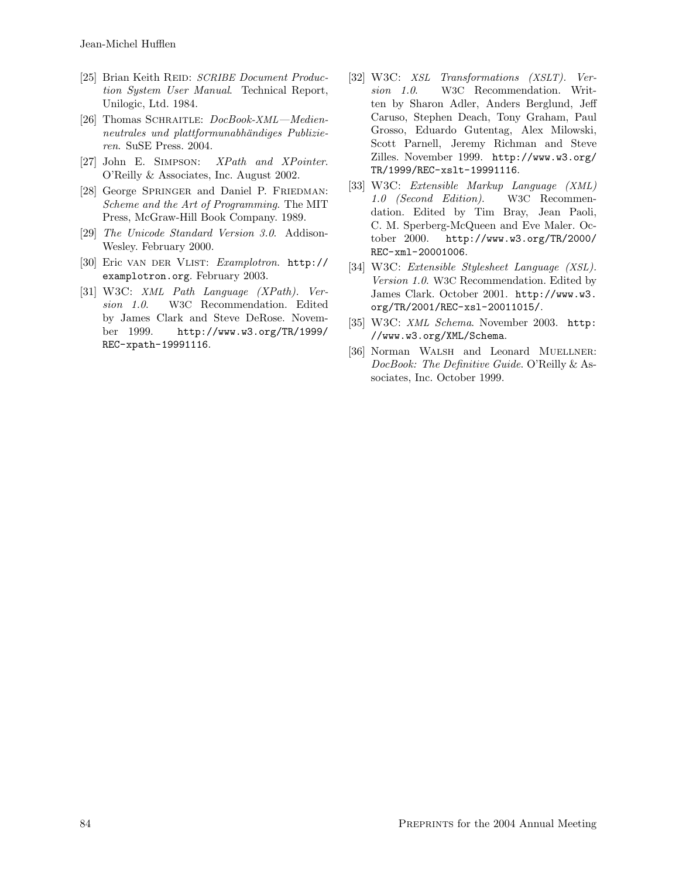[25] Brian Keith Reid: *SCRIBE Document Production System User Manual*. Technical Report, Unilogic, Ltd. 1984.

[26] Thomas Schraitle: *DocBook-XML—Medienneutrales und plattformunabhändiges Publizieren*. SuSE Press. 2004.

[27] John E. Simpson: *XPath and XPointer*. O'Reilly & Associates, Inc. August 2002.

[28] George Springer and Daniel P. Friedman: *Scheme and the Art of Programming*. The MIT Press, McGraw-Hill Book Company. 1989.

[29] *The Unicode Standard Version 3.0*. Addison-Wesley. February 2000.

[30] Eric van der Vlist: *Examplotron*. `http://examplotron.org`. February 2003.

[31] W3C: *XML Path Language (XPath). Version 1.0*. W3C Recommendation. Edited by James Clark and Steve DeRose. November 1999. `http://www.w3.org/TR/1999/REC-xpath-19991116`.

[32] W3C: *XSL Transformations (XSLT). Version 1.0*. W3C Recommendation. Written by Sharon Adler, Anders Berglund, Jeff Caruso, Stephen Deach, Tony Graham, Paul Grosso, Eduardo Gutentag, Alex Milowski, Scott Parnell, Jeremy Richman and Steve Zilles. November 1999. `http://www.w3.org/TR/1999/REC-xslt-19991116`.

[33] W3C: *Extensible Markup Language (XML) 1.0 (Second Edition)*. W3C Recommendation. Edited by Tim Bray, Jean Paoli, C. M. Sperberg-McQueen and Eve Maler. October 2000. `http://www.w3.org/TR/2000/REC-xml-20001006`.

[34] W3C: *Extensible Stylesheet Language (XSL). Version 1.0*. W3C Recommendation. Edited by James Clark. October 2001. `http://www.w3.org/TR/2001/REC-xsl-20011015/`.

[35] W3C: *XML Schema*. November 2003. `http://www.w3.org/XML/Schema`.

[36] Norman Walsh and Leonard Muellner: *DocBook: The Definitive Guide*. O'Reilly & Associates, Inc. October 1999.